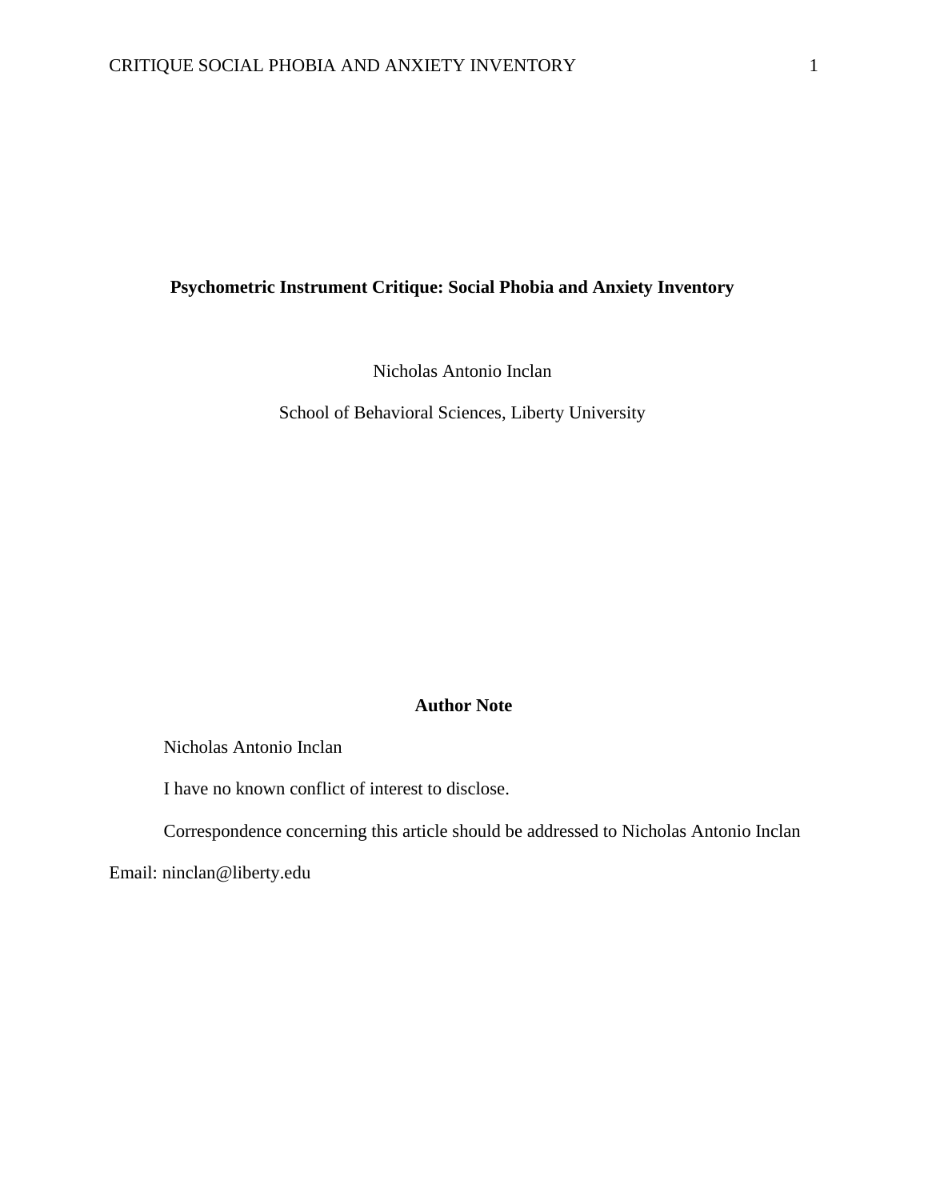# Psychometric Instrument Critique: Social Phobia and Anxiety Inventory

Nicholas Antonio Inclan

School of Behavioral Sciences, Liberty University

## Author Note

Nicholas Antonio Inclan

I have no known conflict of interest to disclose.

Correspondence concerning this article should be addressed to Nicholas Antonio Inclan

Email: ninclan@liberty.edu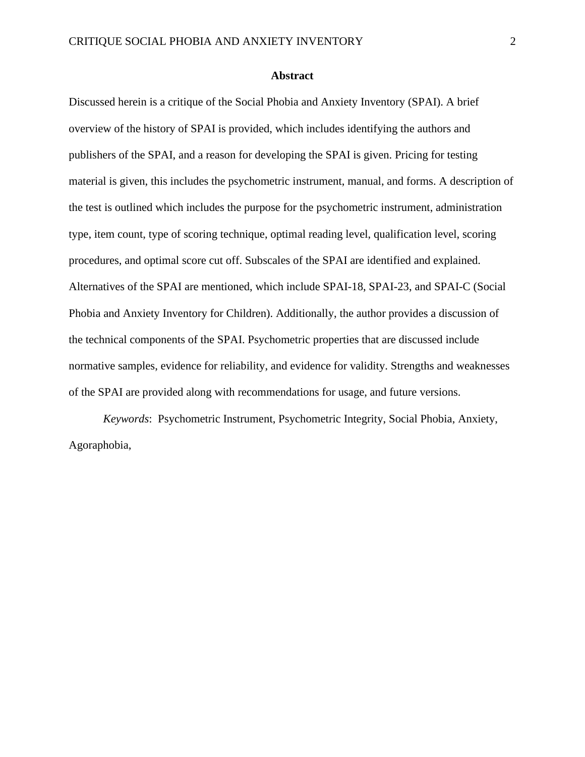## Abstract

Discussed herein is a critique of the Social Phobia and Anxiety Inventory (SPAI). A brief overview of the history of SPAI is provided, which includes identifying the authors and publishers of the SPAI, and a reason for developing the SPAI is given. Pricing for testing material is given, this includes the psychometric instrument, manual, and forms. A description of the test is outlined which includes the purpose for the psychometric instrument, administration type, item count, type of scoring technique, optimal reading level, qualification level, scoring procedures, and optimal score cut off. Subscales of the SPAI are identified and explained. Alternatives of the SPAI are mentioned, which include SPAI-18, SPAI-23, and SPAI-C (Social Phobia and Anxiety Inventory for Children). Additionally, the author provides a discussion of the technical components of the SPAI. Psychometric properties that are discussed include normative samples, evidence for reliability, and evidence for validity. Strengths and weaknesses of the SPAI are provided along with recommendations for usage, and future versions.

*Keywords*: Psychometric Instrument, Psychometric Integrity, Social Phobia, Anxiety, Agoraphobia,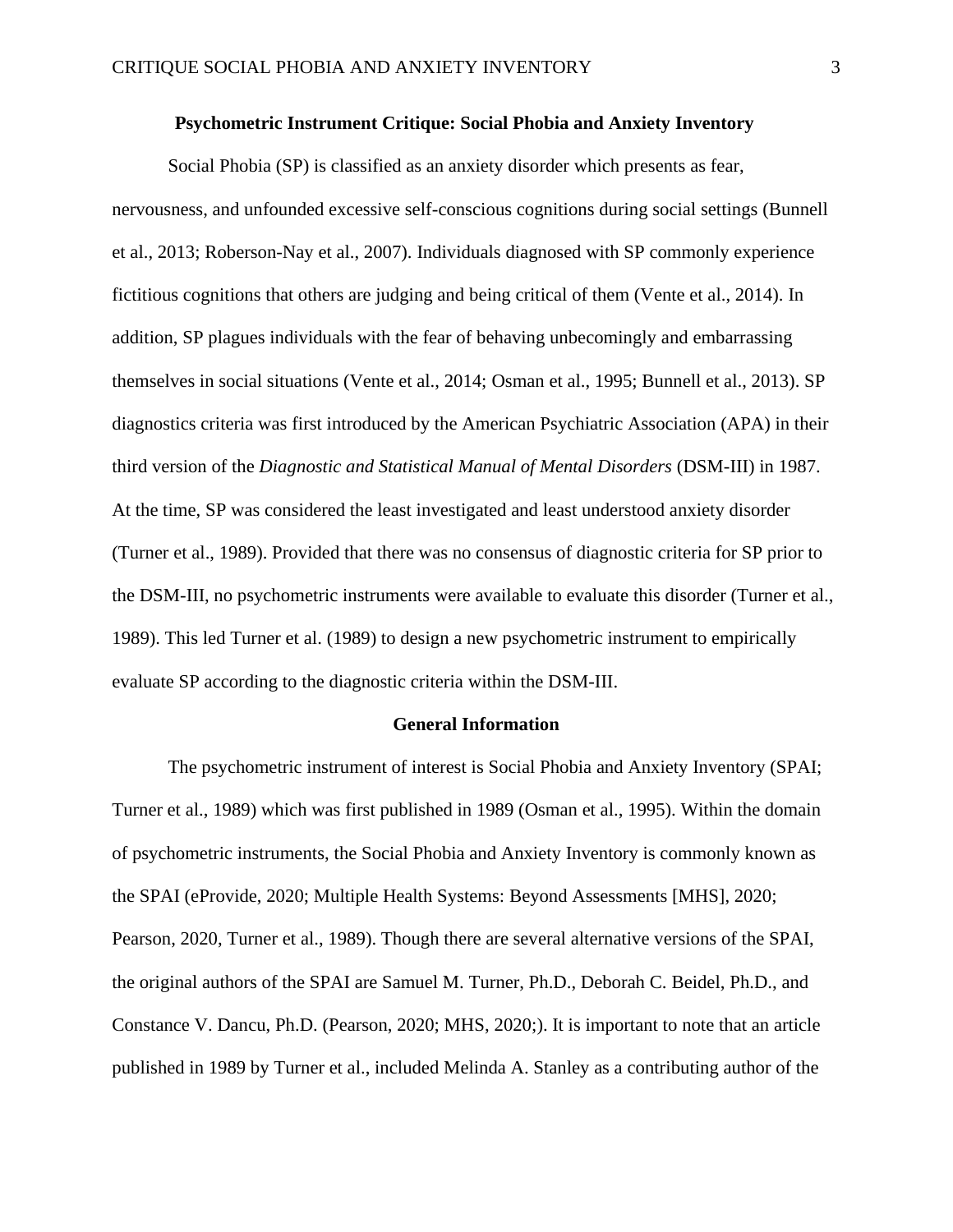## Psychometric Instrument Critique: Social Phobia and Anxiety Inventory

Social Phobia (SP) is classified as an anxiety disorder which presents as fear, nervousness, and unfounded excessive self-conscious cognitions during social settings (Bunnell et al., 2013; Roberson-Nay et al., 2007). Individuals diagnosed with SP commonly experience fictitious cognitions that others are judging and being critical of them (Vente et al., 2014). In addition, SP plagues individuals with the fear of behaving unbecomingly and embarrassing themselves in social situations (Vente et al., 2014; Osman et al., 1995; Bunnell et al., 2013). SP diagnostics criteria was first introduced by the American Psychiatric Association (APA) in their third version of the *Diagnostic and Statistical Manual of Mental Disorders* (DSM-III) in 1987. At the time, SP was considered the least investigated and least understood anxiety disorder (Turner et al., 1989). Provided that there was no consensus of diagnostic criteria for SP prior to the DSM-III, no psychometric instruments were available to evaluate this disorder (Turner et al., 1989). This led Turner et al. (1989) to design a new psychometric instrument to empirically evaluate SP according to the diagnostic criteria within the DSM-III.

### General Information

The psychometric instrument of interest is Social Phobia and Anxiety Inventory (SPAI; Turner et al., 1989) which was first published in 1989 (Osman et al., 1995). Within the domain of psychometric instruments, the Social Phobia and Anxiety Inventory is commonly known as the SPAI (eProvide, 2020; Multiple Health Systems: Beyond Assessments [MHS], 2020; Pearson, 2020, Turner et al., 1989). Though there are several alternative versions of the SPAI, the original authors of the SPAI are Samuel M. Turner, Ph.D., Deborah C. Beidel, Ph.D., and Constance V. Dancu, Ph.D. (Pearson, 2020; MHS, 2020;). It is important to note that an article published in 1989 by Turner et al., included Melinda A. Stanley as a contributing author of the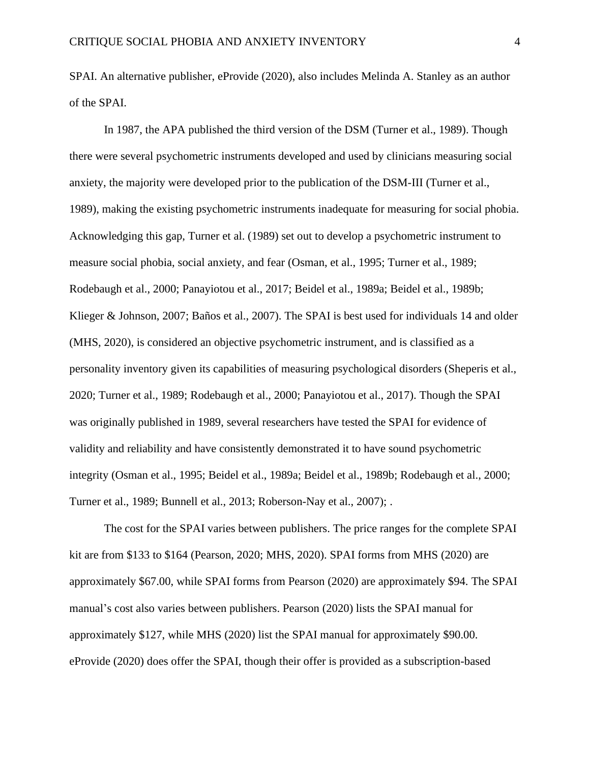SPAI. An alternative publisher, eProvide (2020), also includes Melinda A. Stanley as an author of the SPAI.

In 1987, the APA published the third version of the DSM (Turner et al., 1989). Though there were several psychometric instruments developed and used by clinicians measuring social anxiety, the majority were developed prior to the publication of the DSM-III (Turner et al., 1989), making the existing psychometric instruments inadequate for measuring for social phobia. Acknowledging this gap, Turner et al. (1989) set out to develop a psychometric instrument to measure social phobia, social anxiety, and fear (Osman, et al., 1995; Turner et al., 1989; Rodebaugh et al., 2000; Panayiotou et al., 2017; Beidel et al., 1989a; Beidel et al., 1989b; Klieger & Johnson, 2007; Baños et al., 2007). The SPAI is best used for individuals 14 and older (MHS, 2020), is considered an objective psychometric instrument, and is classified as a personality inventory given its capabilities of measuring psychological disorders (Sheperis et al., 2020; Turner et al., 1989; Rodebaugh et al., 2000; Panayiotou et al., 2017). Though the SPAI was originally published in 1989, several researchers have tested the SPAI for evidence of validity and reliability and have consistently demonstrated it to have sound psychometric integrity (Osman et al., 1995; Beidel et al., 1989a; Beidel et al., 1989b; Rodebaugh et al., 2000; Turner et al., 1989; Bunnell et al., 2013; Roberson-Nay et al., 2007); .

The cost for the SPAI varies between publishers. The price ranges for the complete SPAI kit are from $133 to $164 (Pearson, 2020; MHS, 2020). SPAI forms from MHS (2020) are approximately $67.00, while SPAI forms from Pearson (2020) are approximately $94. The SPAI manual's cost also varies between publishers. Pearson (2020) lists the SPAI manual for approximately $127, while MHS (2020) list the SPAI manual for approximately $90.00. eProvide (2020) does offer the SPAI, though their offer is provided as a subscription-based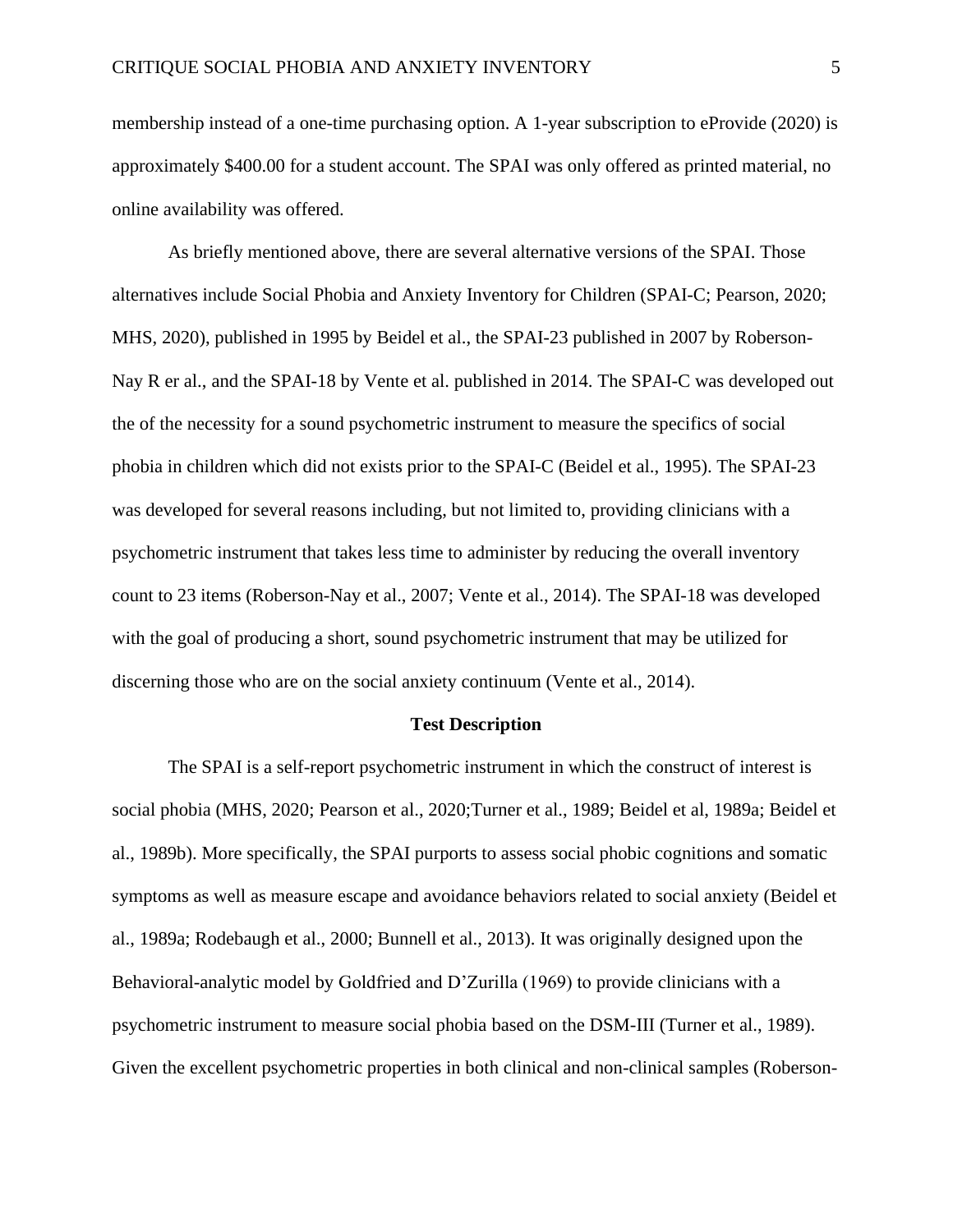membership instead of a one-time purchasing option. A 1-year subscription to eProvide (2020) is approximately $400.00 for a student account. The SPAI was only offered as printed material, no online availability was offered.

As briefly mentioned above, there are several alternative versions of the SPAI. Those alternatives include Social Phobia and Anxiety Inventory for Children (SPAI-C; Pearson, 2020; MHS, 2020), published in 1995 by Beidel et al., the SPAI-23 published in 2007 by Roberson-Nay R er al., and the SPAI-18 by Vente et al. published in 2014. The SPAI-C was developed out the of the necessity for a sound psychometric instrument to measure the specifics of social phobia in children which did not exists prior to the SPAI-C (Beidel et al., 1995). The SPAI-23 was developed for several reasons including, but not limited to, providing clinicians with a psychometric instrument that takes less time to administer by reducing the overall inventory count to 23 items (Roberson-Nay et al., 2007; Vente et al., 2014). The SPAI-18 was developed with the goal of producing a short, sound psychometric instrument that may be utilized for discerning those who are on the social anxiety continuum (Vente et al., 2014).

## Test Description

The SPAI is a self-report psychometric instrument in which the construct of interest is social phobia (MHS, 2020; Pearson et al., 2020;Turner et al., 1989; Beidel et al, 1989a; Beidel et al., 1989b). More specifically, the SPAI purports to assess social phobic cognitions and somatic symptoms as well as measure escape and avoidance behaviors related to social anxiety (Beidel et al., 1989a; Rodebaugh et al., 2000; Bunnell et al., 2013). It was originally designed upon the Behavioral-analytic model by Goldfried and D'Zurilla (1969) to provide clinicians with a psychometric instrument to measure social phobia based on the DSM-III (Turner et al., 1989). Given the excellent psychometric properties in both clinical and non-clinical samples (Roberson-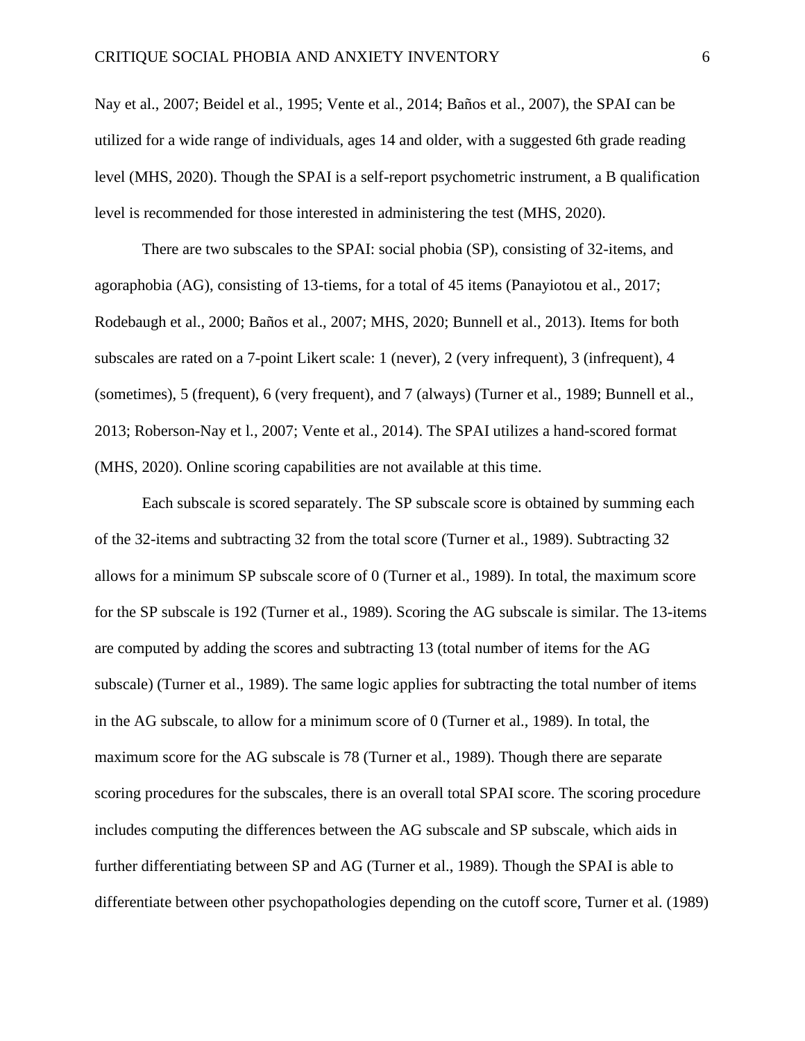Nay et al., 2007; Beidel et al., 1995; Vente et al., 2014; Baños et al., 2007), the SPAI can be utilized for a wide range of individuals, ages 14 and older, with a suggested 6th grade reading level (MHS, 2020). Though the SPAI is a self-report psychometric instrument, a B qualification level is recommended for those interested in administering the test (MHS, 2020).

There are two subscales to the SPAI: social phobia (SP), consisting of 32-items, and agoraphobia (AG), consisting of 13-tiems, for a total of 45 items (Panayiotou et al., 2017; Rodebaugh et al., 2000; Baños et al., 2007; MHS, 2020; Bunnell et al., 2013). Items for both subscales are rated on a 7-point Likert scale: 1 (never), 2 (very infrequent), 3 (infrequent), 4 (sometimes), 5 (frequent), 6 (very frequent), and 7 (always) (Turner et al., 1989; Bunnell et al., 2013; Roberson-Nay et l., 2007; Vente et al., 2014). The SPAI utilizes a hand-scored format (MHS, 2020). Online scoring capabilities are not available at this time.

Each subscale is scored separately. The SP subscale score is obtained by summing each of the 32-items and subtracting 32 from the total score (Turner et al., 1989). Subtracting 32 allows for a minimum SP subscale score of 0 (Turner et al., 1989). In total, the maximum score for the SP subscale is 192 (Turner et al., 1989). Scoring the AG subscale is similar. The 13-items are computed by adding the scores and subtracting 13 (total number of items for the AG subscale) (Turner et al., 1989). The same logic applies for subtracting the total number of items in the AG subscale, to allow for a minimum score of 0 (Turner et al., 1989). In total, the maximum score for the AG subscale is 78 (Turner et al., 1989). Though there are separate scoring procedures for the subscales, there is an overall total SPAI score. The scoring procedure includes computing the differences between the AG subscale and SP subscale, which aids in further differentiating between SP and AG (Turner et al., 1989). Though the SPAI is able to differentiate between other psychopathologies depending on the cutoff score, Turner et al. (1989)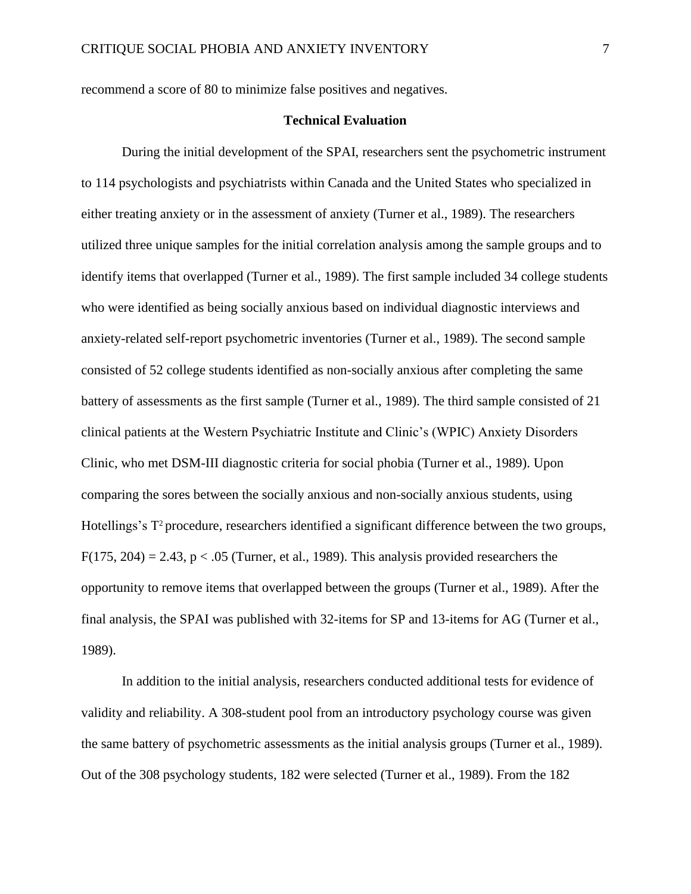recommend a score of 80 to minimize false positives and negatives.

## Technical Evaluation

During the initial development of the SPAI, researchers sent the psychometric instrument to 114 psychologists and psychiatrists within Canada and the United States who specialized in either treating anxiety or in the assessment of anxiety (Turner et al., 1989). The researchers utilized three unique samples for the initial correlation analysis among the sample groups and to identify items that overlapped (Turner et al., 1989). The first sample included 34 college students who were identified as being socially anxious based on individual diagnostic interviews and anxiety-related self-report psychometric inventories (Turner et al., 1989). The second sample consisted of 52 college students identified as non-socially anxious after completing the same battery of assessments as the first sample (Turner et al., 1989). The third sample consisted of 21 clinical patients at the Western Psychiatric Institute and Clinic's (WPIC) Anxiety Disorders Clinic, who met DSM-III diagnostic criteria for social phobia (Turner et al., 1989). Upon comparing the sores between the socially anxious and non-socially anxious students, using Hotellings's $T^2$ procedure, researchers identified a significant difference between the two groups, $F(175, 204) = 2.43$, $p < .05$ (Turner, et al., 1989). This analysis provided researchers the opportunity to remove items that overlapped between the groups (Turner et al., 1989). After the final analysis, the SPAI was published with 32-items for SP and 13-items for AG (Turner et al., 1989).

In addition to the initial analysis, researchers conducted additional tests for evidence of validity and reliability. A 308-student pool from an introductory psychology course was given the same battery of psychometric assessments as the initial analysis groups (Turner et al., 1989). Out of the 308 psychology students, 182 were selected (Turner et al., 1989). From the 182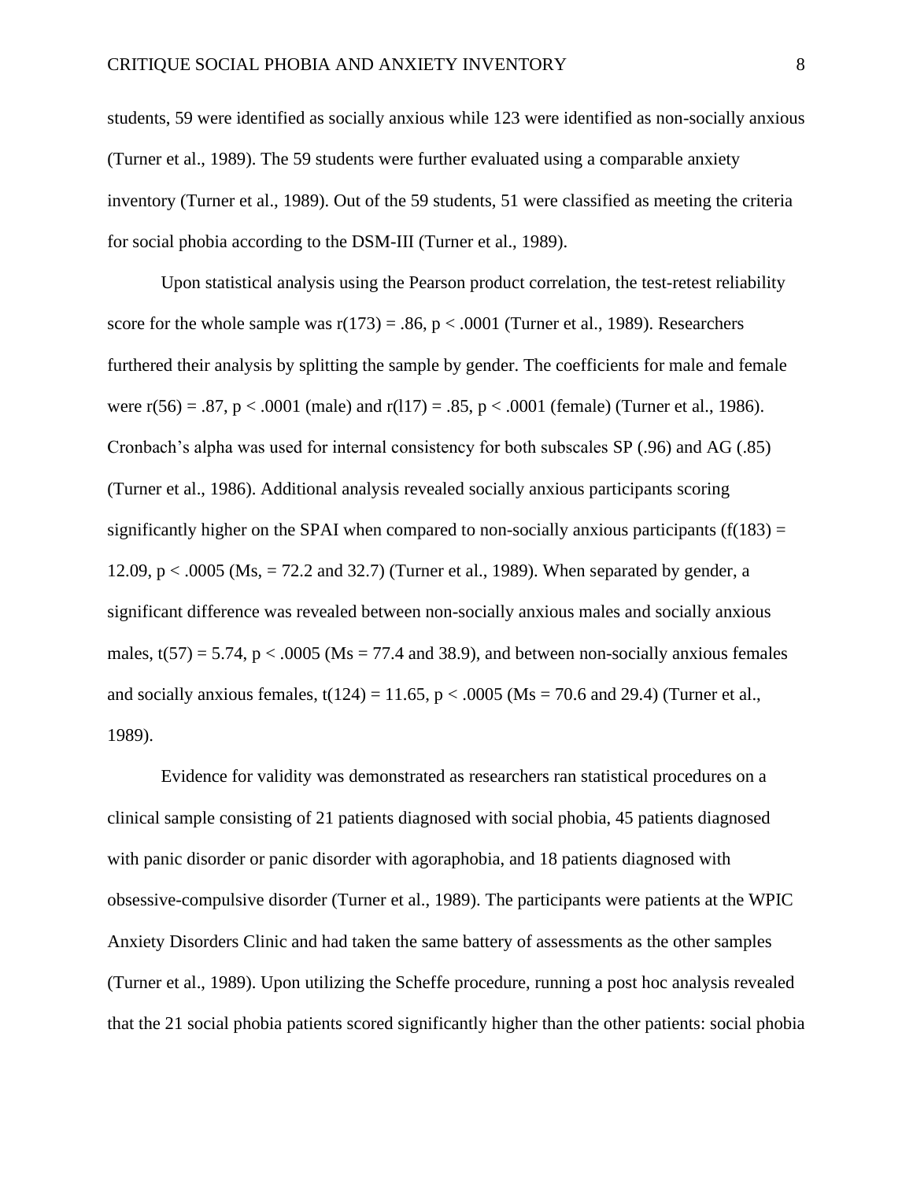students, 59 were identified as socially anxious while 123 were identified as non-socially anxious (Turner et al., 1989). The 59 students were further evaluated using a comparable anxiety inventory (Turner et al., 1989). Out of the 59 students, 51 were classified as meeting the criteria for social phobia according to the DSM-III (Turner et al., 1989).

Upon statistical analysis using the Pearson product correlation, the test-retest reliability score for the whole sample was $r(173) = .86$, $p < .0001$ (Turner et al., 1989). Researchers furthered their analysis by splitting the sample by gender. The coefficients for male and female were $r(56) = .87$, $p < .0001$ (male) and $r(l17) = .85$, $p < .0001$ (female) (Turner et al., 1986). Cronbach's alpha was used for internal consistency for both subscales SP (.96) and AG (.85) (Turner et al., 1986). Additional analysis revealed socially anxious participants scoring significantly higher on the SPAI when compared to non-socially anxious participants ($f(183) = 12.09$, $p < .0005$ (Ms, = 72.2 and 32.7) (Turner et al., 1989). When separated by gender, a significant difference was revealed between non-socially anxious males and socially anxious males, $t(57) = 5.74$, $p < .0005$ (Ms = 77.4 and 38.9), and between non-socially anxious females and socially anxious females, $t(124) = 11.65$, $p < .0005$ (Ms = 70.6 and 29.4) (Turner et al., 1989).

Evidence for validity was demonstrated as researchers ran statistical procedures on a clinical sample consisting of 21 patients diagnosed with social phobia, 45 patients diagnosed with panic disorder or panic disorder with agoraphobia, and 18 patients diagnosed with obsessive-compulsive disorder (Turner et al., 1989). The participants were patients at the WPIC Anxiety Disorders Clinic and had taken the same battery of assessments as the other samples (Turner et al., 1989). Upon utilizing the Scheffe procedure, running a post hoc analysis revealed that the 21 social phobia patients scored significantly higher than the other patients: social phobia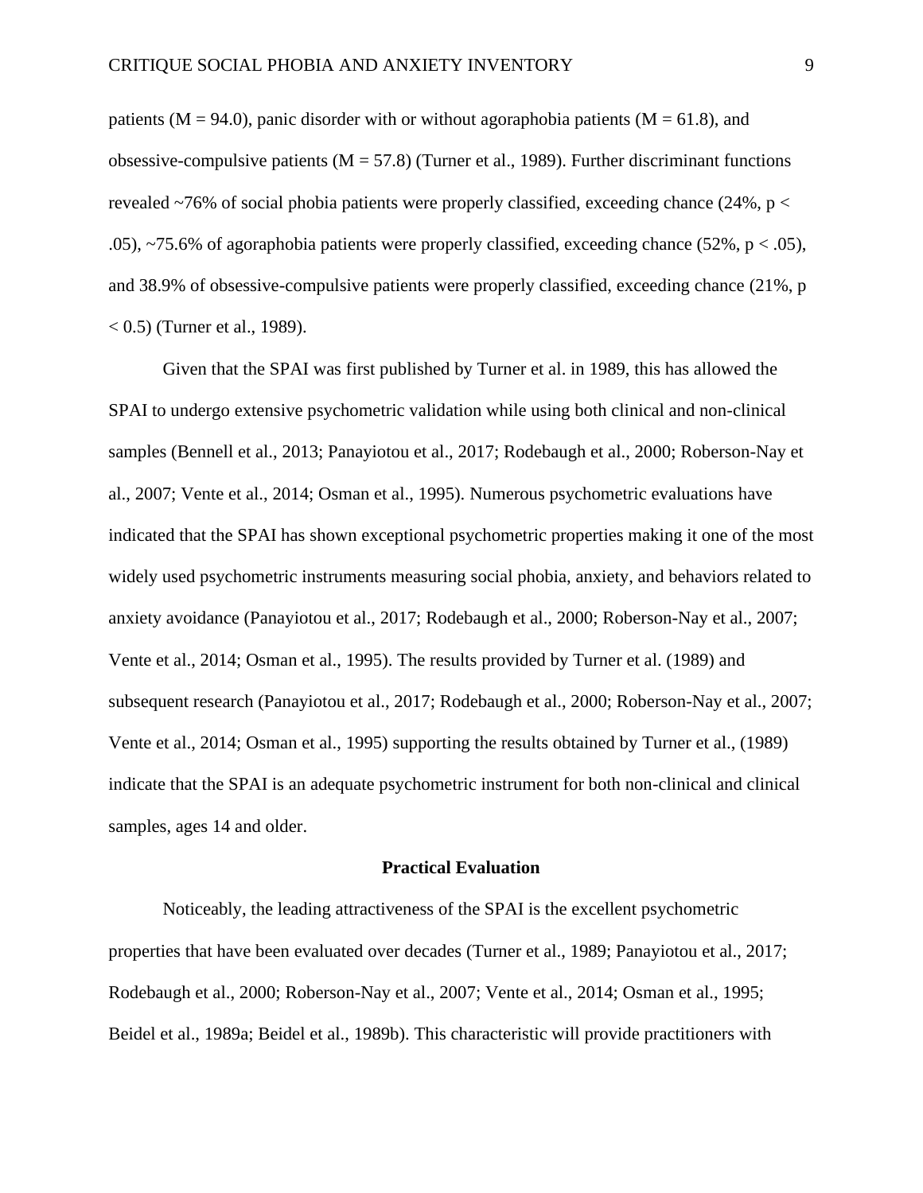patients (M = 94.0), panic disorder with or without agoraphobia patients (M = 61.8), and obsessive-compulsive patients (M = 57.8) (Turner et al., 1989). Further discriminant functions revealed ~76% of social phobia patients were properly classified, exceeding chance (24%, $p < .05$), ~75.6% of agoraphobia patients were properly classified, exceeding chance (52%, $p < .05$), and 38.9% of obsessive-compulsive patients were properly classified, exceeding chance (21%, $p < 0.5$) (Turner et al., 1989).

Given that the SPAI was first published by Turner et al. in 1989, this has allowed the SPAI to undergo extensive psychometric validation while using both clinical and non-clinical samples (Bennell et al., 2013; Panayiotou et al., 2017; Rodebaugh et al., 2000; Roberson-Nay et al., 2007; Vente et al., 2014; Osman et al., 1995). Numerous psychometric evaluations have indicated that the SPAI has shown exceptional psychometric properties making it one of the most widely used psychometric instruments measuring social phobia, anxiety, and behaviors related to anxiety avoidance (Panayiotou et al., 2017; Rodebaugh et al., 2000; Roberson-Nay et al., 2007; Vente et al., 2014; Osman et al., 1995). The results provided by Turner et al. (1989) and subsequent research (Panayiotou et al., 2017; Rodebaugh et al., 2000; Roberson-Nay et al., 2007; Vente et al., 2014; Osman et al., 1995) supporting the results obtained by Turner et al., (1989) indicate that the SPAI is an adequate psychometric instrument for both non-clinical and clinical samples, ages 14 and older.

## Practical Evaluation

Noticeably, the leading attractiveness of the SPAI is the excellent psychometric properties that have been evaluated over decades (Turner et al., 1989; Panayiotou et al., 2017; Rodebaugh et al., 2000; Roberson-Nay et al., 2007; Vente et al., 2014; Osman et al., 1995; Beidel et al., 1989a; Beidel et al., 1989b). This characteristic will provide practitioners with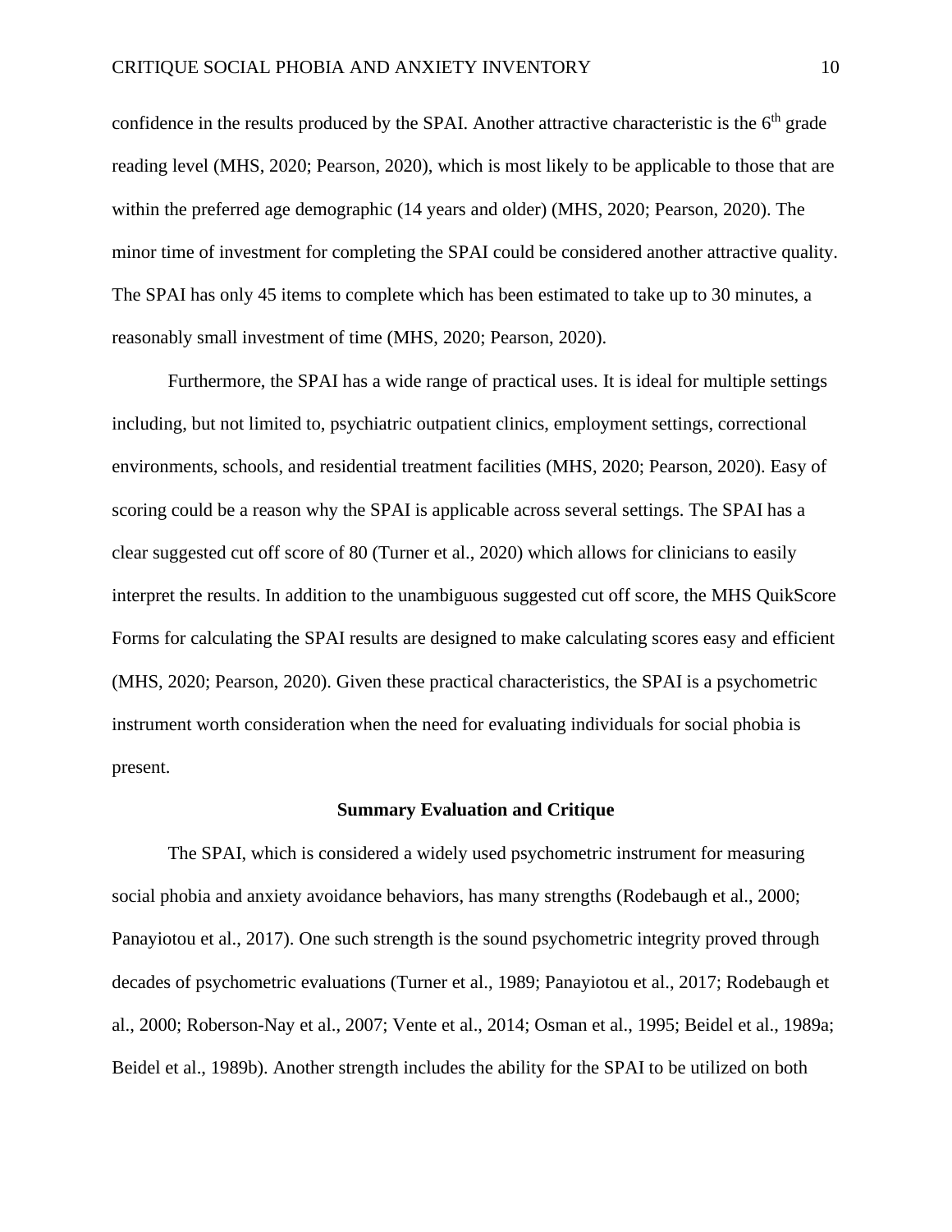confidence in the results produced by the SPAI. Another attractive characteristic is the 6th grade reading level (MHS, 2020; Pearson, 2020), which is most likely to be applicable to those that are within the preferred age demographic (14 years and older) (MHS, 2020; Pearson, 2020). The minor time of investment for completing the SPAI could be considered another attractive quality. The SPAI has only 45 items to complete which has been estimated to take up to 30 minutes, a reasonably small investment of time (MHS, 2020; Pearson, 2020).

Furthermore, the SPAI has a wide range of practical uses. It is ideal for multiple settings including, but not limited to, psychiatric outpatient clinics, employment settings, correctional environments, schools, and residential treatment facilities (MHS, 2020; Pearson, 2020). Easy of scoring could be a reason why the SPAI is applicable across several settings. The SPAI has a clear suggested cut off score of 80 (Turner et al., 2020) which allows for clinicians to easily interpret the results. In addition to the unambiguous suggested cut off score, the MHS QuikScore Forms for calculating the SPAI results are designed to make calculating scores easy and efficient (MHS, 2020; Pearson, 2020). Given these practical characteristics, the SPAI is a psychometric instrument worth consideration when the need for evaluating individuals for social phobia is present.

## Summary Evaluation and Critique

The SPAI, which is considered a widely used psychometric instrument for measuring social phobia and anxiety avoidance behaviors, has many strengths (Rodebaugh et al., 2000; Panayiotou et al., 2017). One such strength is the sound psychometric integrity proved through decades of psychometric evaluations (Turner et al., 1989; Panayiotou et al., 2017; Rodebaugh et al., 2000; Roberson-Nay et al., 2007; Vente et al., 2014; Osman et al., 1995; Beidel et al., 1989a; Beidel et al., 1989b). Another strength includes the ability for the SPAI to be utilized on both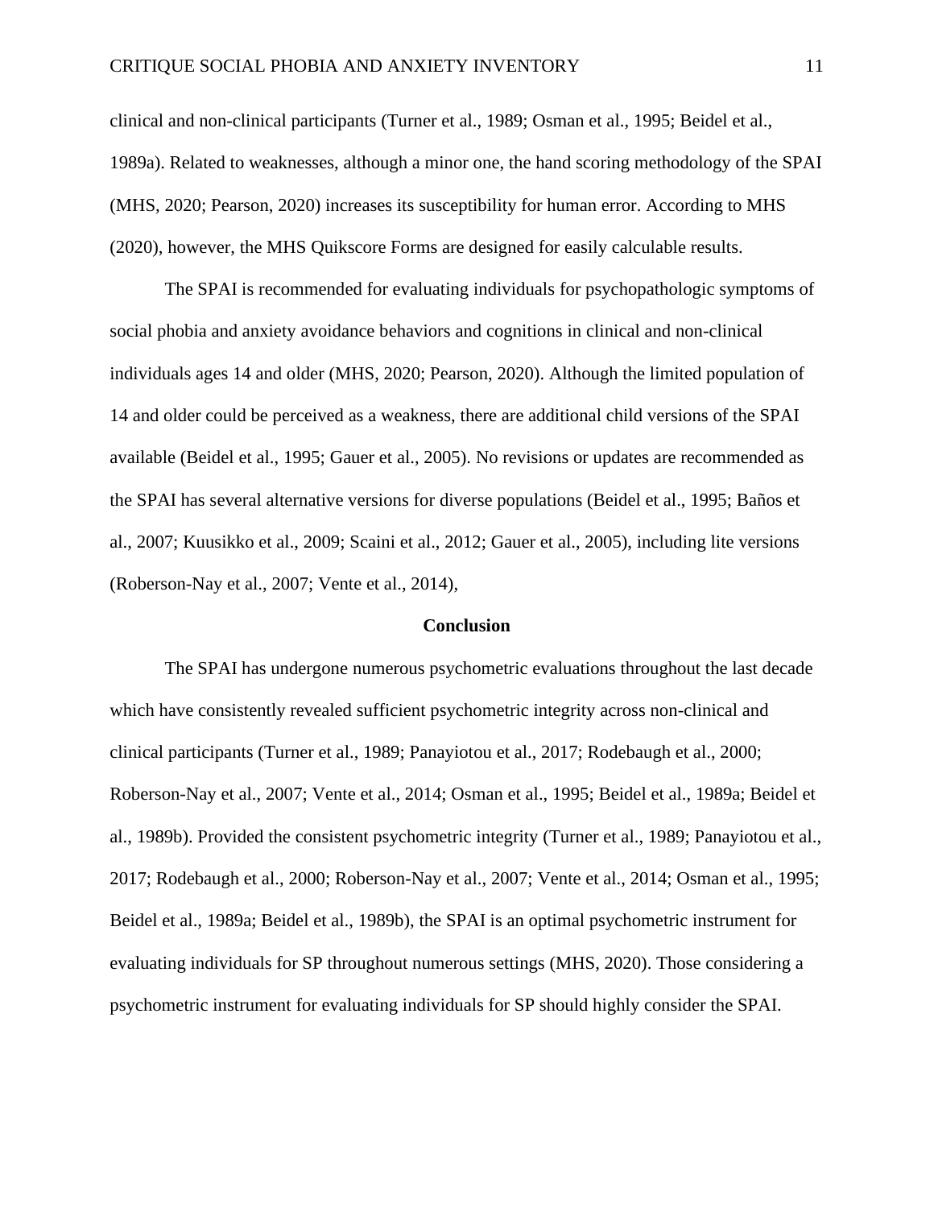clinical and non-clinical participants (Turner et al., 1989; Osman et al., 1995; Beidel et al., 1989a). Related to weaknesses, although a minor one, the hand scoring methodology of the SPAI (MHS, 2020; Pearson, 2020) increases its susceptibility for human error. According to MHS (2020), however, the MHS Quikscore Forms are designed for easily calculable results.

The SPAI is recommended for evaluating individuals for psychopathologic symptoms of social phobia and anxiety avoidance behaviors and cognitions in clinical and non-clinical individuals ages 14 and older (MHS, 2020; Pearson, 2020). Although the limited population of 14 and older could be perceived as a weakness, there are additional child versions of the SPAI available (Beidel et al., 1995; Gauer et al., 2005). No revisions or updates are recommended as the SPAI has several alternative versions for diverse populations (Beidel et al., 1995; Baños et al., 2007; Kuusikko et al., 2009; Scaini et al., 2012; Gauer et al., 2005), including lite versions (Roberson-Nay et al., 2007; Vente et al., 2014),

## Conclusion

The SPAI has undergone numerous psychometric evaluations throughout the last decade which have consistently revealed sufficient psychometric integrity across non-clinical and clinical participants (Turner et al., 1989; Panayiotou et al., 2017; Rodebaugh et al., 2000; Roberson-Nay et al., 2007; Vente et al., 2014; Osman et al., 1995; Beidel et al., 1989a; Beidel et al., 1989b). Provided the consistent psychometric integrity (Turner et al., 1989; Panayiotou et al., 2017; Rodebaugh et al., 2000; Roberson-Nay et al., 2007; Vente et al., 2014; Osman et al., 1995; Beidel et al., 1989a; Beidel et al., 1989b), the SPAI is an optimal psychometric instrument for evaluating individuals for SP throughout numerous settings (MHS, 2020). Those considering a psychometric instrument for evaluating individuals for SP should highly consider the SPAI.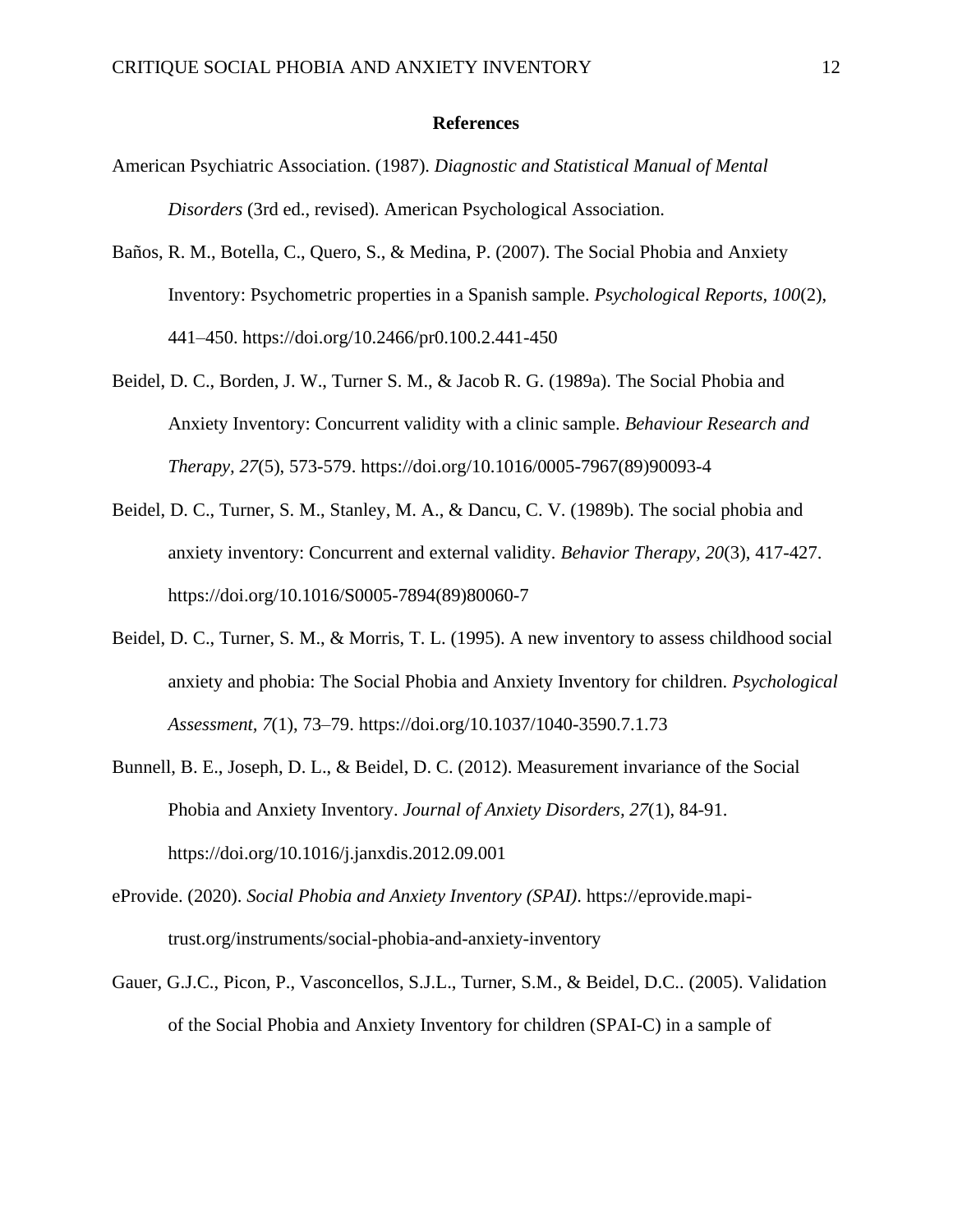## References

American Psychiatric Association. (1987). *Diagnostic and Statistical Manual of Mental Disorders* (3rd ed., revised). American Psychological Association.

Baños, R. M., Botella, C., Quero, S., & Medina, P. (2007). The Social Phobia and Anxiety Inventory: Psychometric properties in a Spanish sample. *Psychological Reports, 100*(2), 441–450. https://doi.org/10.2466/pr0.100.2.441-450

Beidel, D. C., Borden, J. W., Turner S. M., & Jacob R. G. (1989a). The Social Phobia and Anxiety Inventory: Concurrent validity with a clinic sample. *Behaviour Research and Therapy, 27*(5), 573-579. https://doi.org/10.1016/0005-7967(89)90093-4

Beidel, D. C., Turner, S. M., Stanley, M. A., & Dancu, C. V. (1989b). The social phobia and anxiety inventory: Concurrent and external validity. *Behavior Therapy, 20*(3), 417-427. https://doi.org/10.1016/S0005-7894(89)80060-7

Beidel, D. C., Turner, S. M., & Morris, T. L. (1995). A new inventory to assess childhood social anxiety and phobia: The Social Phobia and Anxiety Inventory for children. *Psychological Assessment, 7*(1), 73–79. https://doi.org/10.1037/1040-3590.7.1.73

Bunnell, B. E., Joseph, D. L., & Beidel, D. C. (2012). Measurement invariance of the Social Phobia and Anxiety Inventory. *Journal of Anxiety Disorders, 27*(1), 84-91. https://doi.org/10.1016/j.janxdis.2012.09.001

eProvide. (2020). *Social Phobia and Anxiety Inventory (SPAI)*. https://eprovide.mapi-trust.org/instruments/social-phobia-and-anxiety-inventory

Gauer, G.J.C., Picon, P., Vasconcellos, S.J.L., Turner, S.M., & Beidel, D.C.. (2005). Validation of the Social Phobia and Anxiety Inventory for children (SPAI-C) in a sample of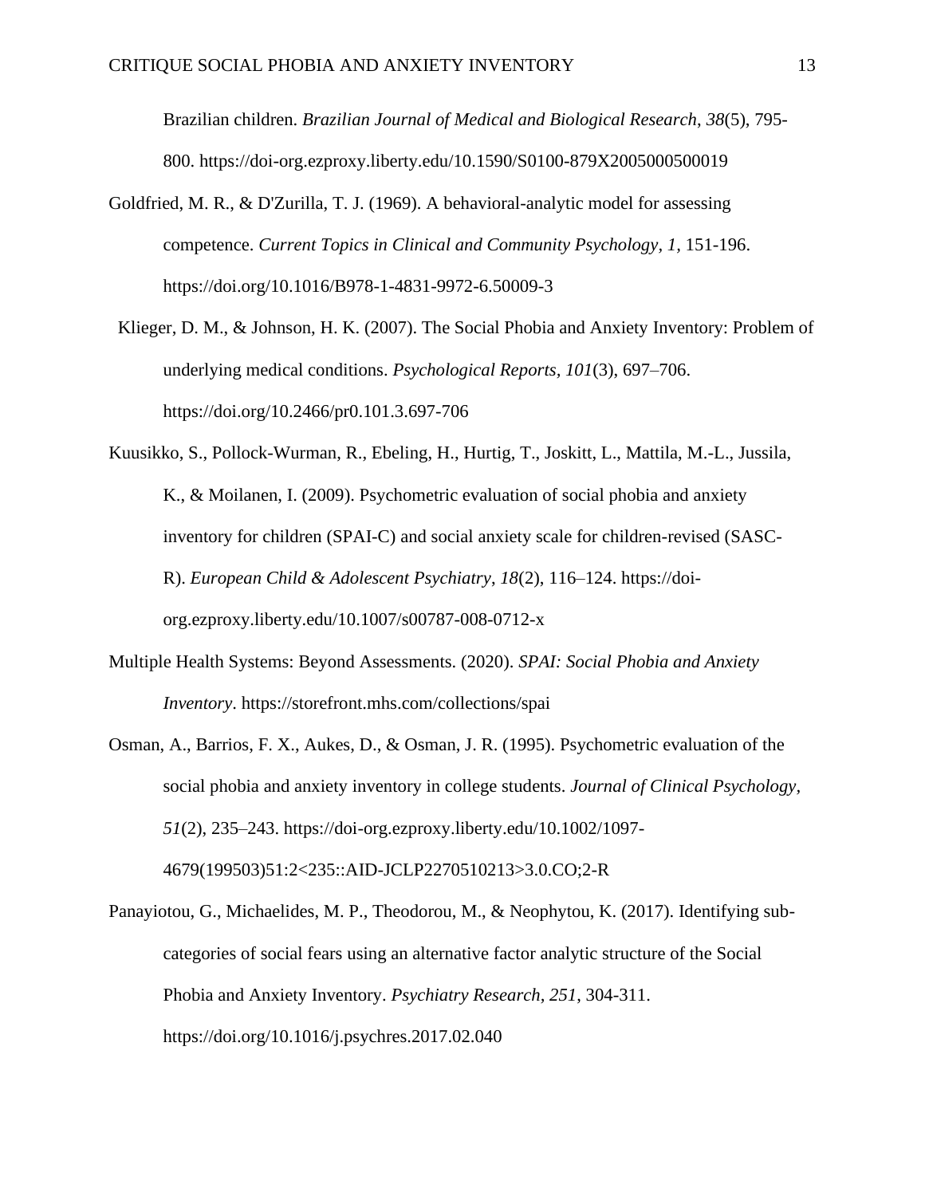Brazilian children. *Brazilian Journal of Medical and Biological Research*, *38*(5), 795-800. https://doi-org.ezproxy.liberty.edu/10.1590/S0100-879X2005000500019

Goldfried, M. R., & D'Zurilla, T. J. (1969). A behavioral-analytic model for assessing competence. *Current Topics in Clinical and Community Psychology, 1,* 151-196. https://doi.org/10.1016/B978-1-4831-9972-6.50009-3

Klieger, D. M., & Johnson, H. K. (2007). The Social Phobia and Anxiety Inventory: Problem of underlying medical conditions. *Psychological Reports, 101*(3), 697–706. https://doi.org/10.2466/pr0.101.3.697-706

Kuusikko, S., Pollock-Wurman, R., Ebeling, H., Hurtig, T., Joskitt, L., Mattila, M.-L., Jussila, K., & Moilanen, I. (2009). Psychometric evaluation of social phobia and anxiety inventory for children (SPAI-C) and social anxiety scale for children-revised (SASC-R). *European Child & Adolescent Psychiatry*, *18*(2), 116–124. https://doi-org.ezproxy.liberty.edu/10.1007/s00787-008-0712-x

Multiple Health Systems: Beyond Assessments. (2020). *SPAI: Social Phobia and Anxiety Inventory*. https://storefront.mhs.com/collections/spai

Osman, A., Barrios, F. X., Aukes, D., & Osman, J. R. (1995). Psychometric evaluation of the social phobia and anxiety inventory in college students. *Journal of Clinical Psychology, 51*(2), 235–243. https://doi-org.ezproxy.liberty.edu/10.1002/1097-4679(199503)51:2<235::AID-JCLP2270510213>3.0.CO;2-R

Panayiotou, G., Michaelides, M. P., Theodorou, M., & Neophytou, K. (2017). Identifying sub-categories of social fears using an alternative factor analytic structure of the Social Phobia and Anxiety Inventory. *Psychiatry Research, 251*, 304-311. https://doi.org/10.1016/j.psychres.2017.02.040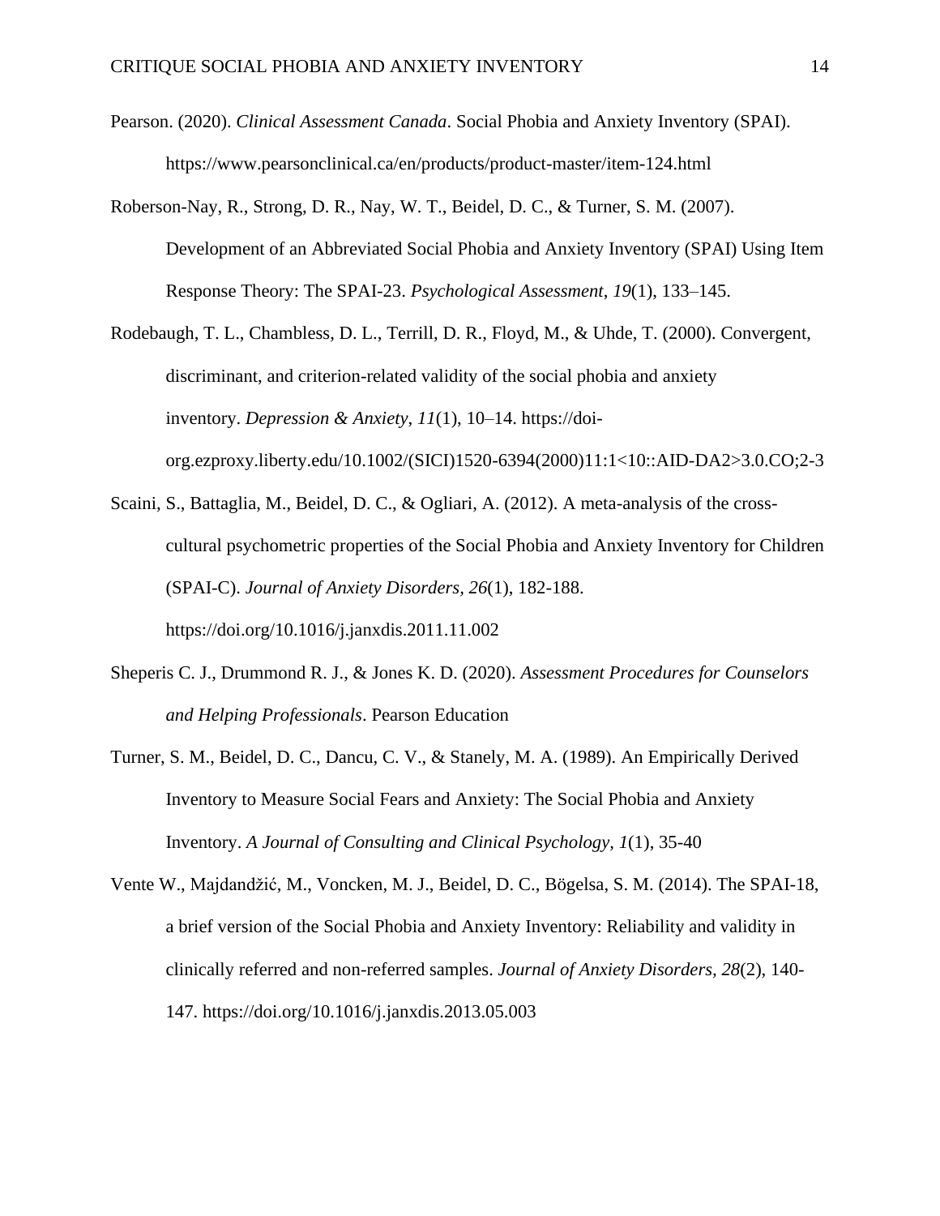Pearson. (2020). *Clinical Assessment Canada*. Social Phobia and Anxiety Inventory (SPAI). https://www.pearsonclinical.ca/en/products/product-master/item-124.html

Roberson-Nay, R., Strong, D. R., Nay, W. T., Beidel, D. C., & Turner, S. M. (2007). Development of an Abbreviated Social Phobia and Anxiety Inventory (SPAI) Using Item Response Theory: The SPAI-23. *Psychological Assessment*, *19*(1), 133–145.

Rodebaugh, T. L., Chambless, D. L., Terrill, D. R., Floyd, M., & Uhde, T. (2000). Convergent, discriminant, and criterion-related validity of the social phobia and anxiety inventory. *Depression & Anxiety*, *11*(1), 10–14. https://doi-org.ezproxy.liberty.edu/10.1002/(SICI)1520-6394(2000)11:1<10::AID-DA2>3.0.CO;2-3

Scaini, S., Battaglia, M., Beidel, D. C., & Ogliari, A. (2012). A meta-analysis of the cross-cultural psychometric properties of the Social Phobia and Anxiety Inventory for Children (SPAI-C). *Journal of Anxiety Disorders, 26*(1), 182-188. https://doi.org/10.1016/j.janxdis.2011.11.002

Sheperis C. J., Drummond R. J., & Jones K. D. (2020). *Assessment Procedures for Counselors and Helping Professionals*. Pearson Education

Turner, S. M., Beidel, D. C., Dancu, C. V., & Stanely, M. A. (1989). An Empirically Derived Inventory to Measure Social Fears and Anxiety: The Social Phobia and Anxiety Inventory. *A Journal of Consulting and Clinical Psychology*, *1*(1), 35-40

Vente W., Majdandžić, M., Voncken, M. J., Beidel, D. C., Bögelsa, S. M. (2014). The SPAI-18, a brief version of the Social Phobia and Anxiety Inventory: Reliability and validity in clinically referred and non-referred samples. *Journal of Anxiety Disorders, 28*(2), 140-147. https://doi.org/10.1016/j.janxdis.2013.05.003